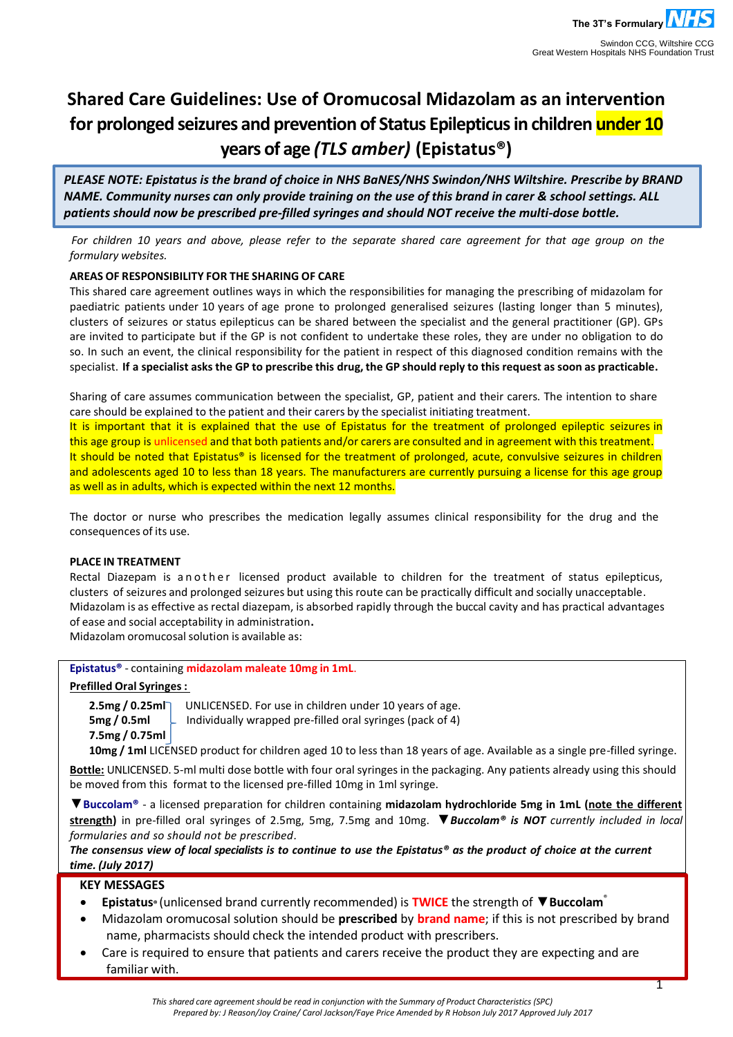# Shared Care Guidelines: Use of Oromucosal Midazolam as an intervention for prolonged seizures and prevention of Status Epilepticus in children under 10 years of age *(TLS amber)* (Epistatus®)

***PLEASE NOTE: Epistatus is the brand of choice in NHS BaNES/NHS Swindon/NHS Wiltshire. Prescribe by BRAND NAME. Community nurses can only provide training on the use of this brand in carer & school settings. ALL patients should now be prescribed pre-filled syringes and should NOT receive the multi-dose bottle.***

*For children 10 years and above, please refer to the separate shared care agreement for that age group on the formulary websites.*

**AREAS OF RESPONSIBILITY FOR THE SHARING OF CARE**

This shared care agreement outlines ways in which the responsibilities for managing the prescribing of midazolam for paediatric patients under 10 years of age prone to prolonged generalised seizures (lasting longer than 5 minutes), clusters of seizures or status epilepticus can be shared between the specialist and the general practitioner (GP). GPs are invited to participate but if the GP is not confident to undertake these roles, they are under no obligation to do so. In such an event, the clinical responsibility for the patient in respect of this diagnosed condition remains with the specialist. **If a specialist asks the GP to prescribe this drug, the GP should reply to this request as soon as practicable.**

Sharing of care assumes communication between the specialist, GP, patient and their carers. The intention to share care should be explained to the patient and their carers by the specialist initiating treatment.

It is important that it is explained that the use of Epistatus for the treatment of prolonged epileptic seizures in this age group is unlicensed and that both patients and/or carers are consulted and in agreement with this treatment.

It should be noted that Epistatus® is licensed for the treatment of prolonged, acute, convulsive seizures in children and adolescents aged 10 to less than 18 years. The manufacturers are currently pursuing a license for this age group as well as in adults, which is expected within the next 12 months.

The doctor or nurse who prescribes the medication legally assumes clinical responsibility for the drug and the consequences of its use.

**PLACE IN TREATMENT**

Rectal Diazepam is another licensed product available to children for the treatment of status epilepticus, clusters of seizures and prolonged seizures but using this route can be practically difficult and socially unacceptable.
Midazolam is as effective as rectal diazepam, is absorbed rapidly through the buccal cavity and has practical advantages of ease and social acceptability in administration**.**
Midazolam oromucosal solution is available as:

**Epistatus®** - containing **midazolam maleate 10mg in 1mL**.

**Prefilled Oral Syringes :**

**2.5mg / 0.25ml**, **5mg / 0.5ml**, **7.5mg / 0.75ml** – UNLICENSED. For use in children under 10 years of age. Individually wrapped pre-filled oral syringes (pack of 4)

**10mg / 1ml** LICENSED product for children aged 10 to less than 18 years of age. Available as a single pre-filled syringe.

**Bottle:** UNLICENSED. 5-ml multi dose bottle with four oral syringes in the packaging. Any patients already using this should be moved from this format to the licensed pre-filled 10mg in 1ml syringe.

▼**Buccolam®** - a licensed preparation for children containing **midazolam hydrochloride 5mg in 1mL (note the different strength)** in pre-filled oral syringes of 2.5mg, 5mg, 7.5mg and 10mg. ▼***Buccolam® is NOT*** *currently included in local formularies and so should not be prescribed.*

***The consensus view of local specialists is to continue to use the Epistatus® as the product of choice at the current time. (July 2017)***

**KEY MESSAGES**

- **Epistatus®** (unlicensed brand currently recommended) is **TWICE** the strength of ▼**Buccolam®**
- Midazolam oromucosal solution should be **prescribed** by **brand name**; if this is not prescribed by brand name, pharmacists should check the intended product with prescribers.
- Care is required to ensure that patients and carers receive the product they are expecting and are familiar with.

*This shared care agreement should be read in conjunction with the Summary of Product Characteristics (SPC)*
*Prepared by: J Reason/Joy Craine/ Carol Jackson/Faye Price Amended by R Hobson July 2017 Approved July 2017*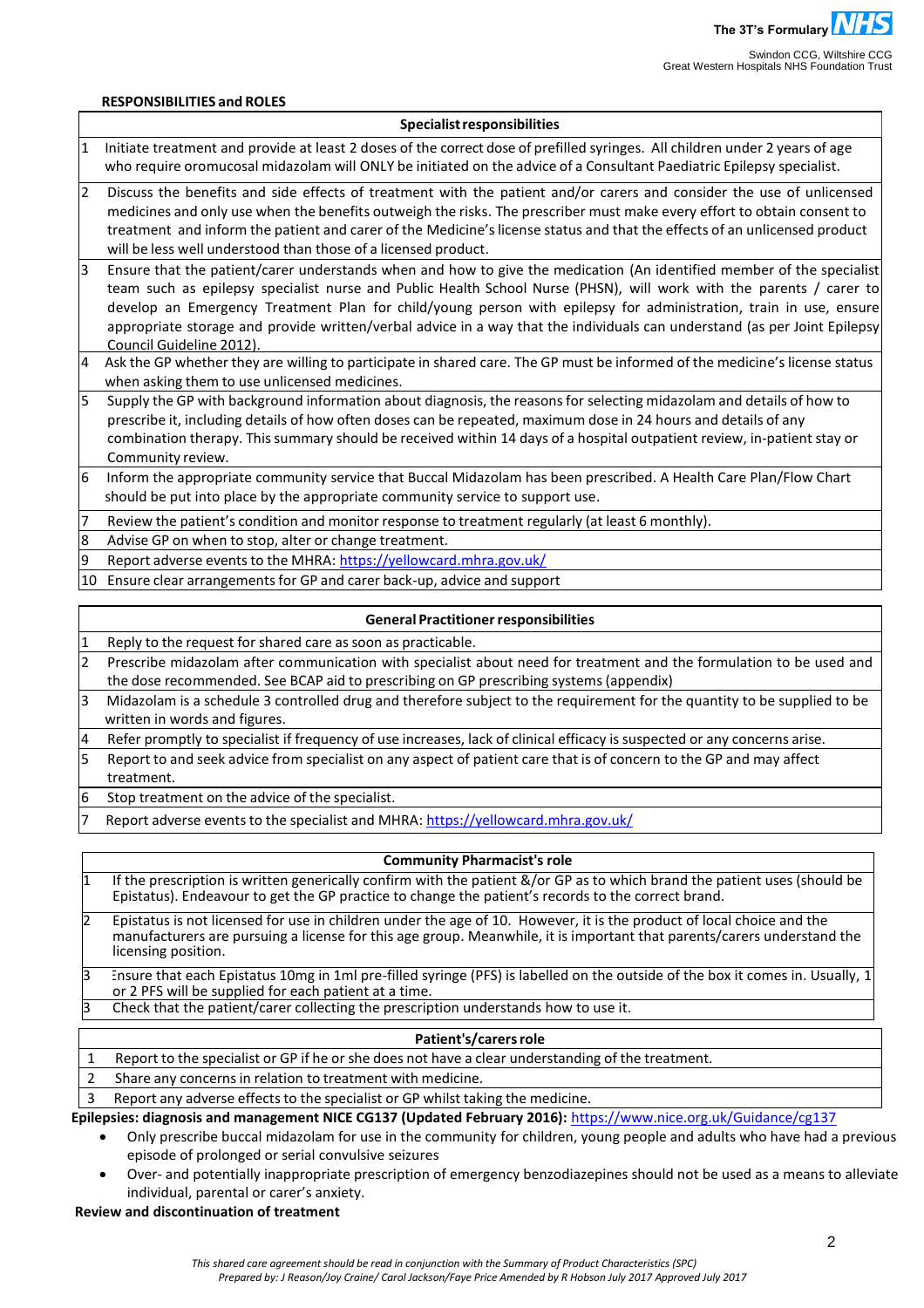**RESPONSIBILITIES and ROLES**

| | Specialist responsibilities |
|---|---|
| 1 | Initiate treatment and provide at least 2 doses of the correct dose of prefilled syringes. All children under 2 years of age who require oromucosal midazolam will ONLY be initiated on the advice of a Consultant Paediatric Epilepsy specialist. |
| 2 | Discuss the benefits and side effects of treatment with the patient and/or carers and consider the use of unlicensed medicines and only use when the benefits outweigh the risks. The prescriber must make every effort to obtain consent to treatment and inform the patient and carer of the Medicine's license status and that the effects of an unlicensed product will be less well understood than those of a licensed product. |
| 3 | Ensure that the patient/carer understands when and how to give the medication (An identified member of the specialist team such as epilepsy specialist nurse and Public Health School Nurse (PHSN), will work with the parents / carer to develop an Emergency Treatment Plan for child/young person with epilepsy for administration, train in use, ensure appropriate storage and provide written/verbal advice in a way that the individuals can understand (as per Joint Epilepsy Council Guideline 2012). |
| 4 | Ask the GP whether they are willing to participate in shared care. The GP must be informed of the medicine's license status when asking them to use unlicensed medicines. |
| 5 | Supply the GP with background information about diagnosis, the reasons for selecting midazolam and details of how to prescribe it, including details of how often doses can be repeated, maximum dose in 24 hours and details of any combination therapy. This summary should be received within 14 days of a hospital outpatient review, in-patient stay or Community review. |
| 6 | Inform the appropriate community service that Buccal Midazolam has been prescribed. A Health Care Plan/Flow Chart should be put into place by the appropriate community service to support use. |
| 7 | Review the patient's condition and monitor response to treatment regularly (at least 6 monthly). |
| 8 | Advise GP on when to stop, alter or change treatment. |
| 9 | Report adverse events to the MHRA: https://yellowcard.mhra.gov.uk/ |
| 10 | Ensure clear arrangements for GP and carer back-up, advice and support |

| | General Practitioner responsibilities |
|---|---|
| 1 | Reply to the request for shared care as soon as practicable. |
| 2 | Prescribe midazolam after communication with specialist about need for treatment and the formulation to be used and the dose recommended. See BCAP aid to prescribing on GP prescribing systems (appendix) |
| 3 | Midazolam is a schedule 3 controlled drug and therefore subject to the requirement for the quantity to be supplied to be written in words and figures. |
| 4 | Refer promptly to specialist if frequency of use increases, lack of clinical efficacy is suspected or any concerns arise. |
| 5 | Report to and seek advice from specialist on any aspect of patient care that is of concern to the GP and may affect treatment. |
| 6 | Stop treatment on the advice of the specialist. |
| 7 | Report adverse events to the specialist and MHRA: https://yellowcard.mhra.gov.uk/ |

| | Community Pharmacist's role |
|---|---|
| 1 | If the prescription is written generically confirm with the patient &/or GP as to which brand the patient uses (should be Epistatus). Endeavour to get the GP practice to change the patient's records to the correct brand. |
| 2 | Epistatus is not licensed for use in children under the age of 10. However, it is the product of local choice and the manufacturers are pursuing a license for this age group. Meanwhile, it is important that parents/carers understand the licensing position. |
| 3 | Ensure that each Epistatus 10mg in 1ml pre-filled syringe (PFS) is labelled on the outside of the box it comes in. Usually, 1 or 2 PFS will be supplied for each patient at a time. |
| 3 | Check that the patient/carer collecting the prescription understands how to use it. |

| | Patient's/carers role |
|---|---|
| 1 | Report to the specialist or GP if he or she does not have a clear understanding of the treatment. |
| 2 | Share any concerns in relation to treatment with medicine. |
| 3 | Report any adverse effects to the specialist or GP whilst taking the medicine. |

**Epilepsies: diagnosis and management NICE CG137 (Updated February 2016):** https://www.nice.org.uk/Guidance/cg137

- Only prescribe buccal midazolam for use in the community for children, young people and adults who have had a previous episode of prolonged or serial convulsive seizures
- Over- and potentially inappropriate prescription of emergency benzodiazepines should not be used as a means to alleviate individual, parental or carer's anxiety.

**Review and discontinuation of treatment**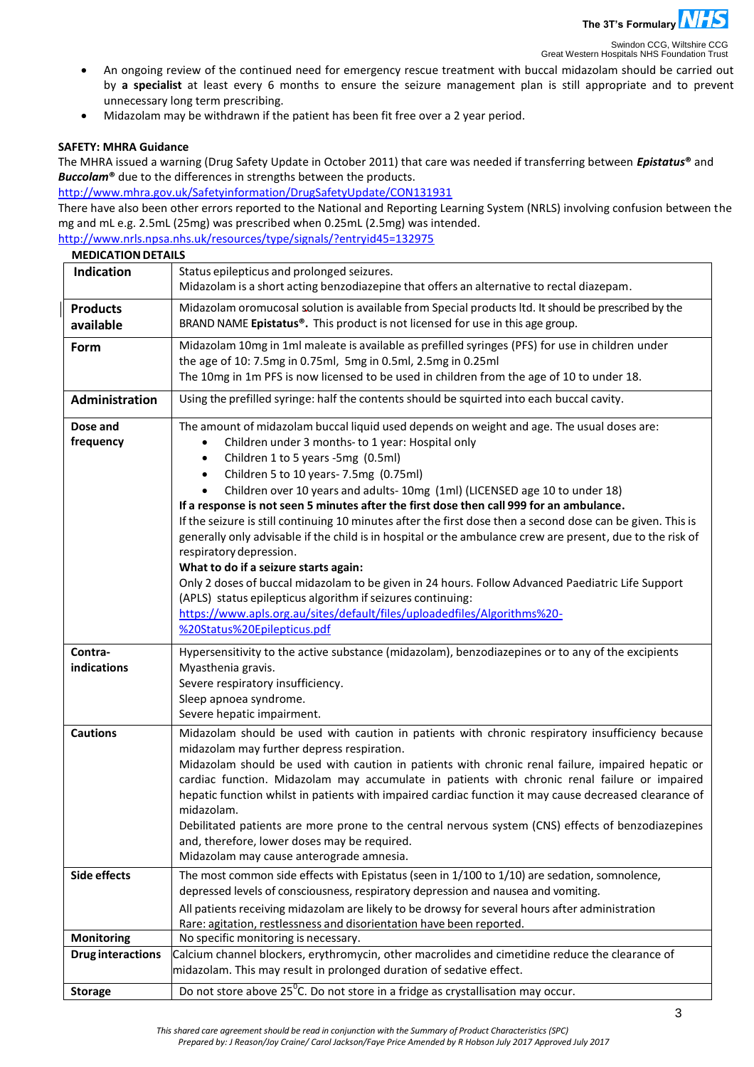- An ongoing review of the continued need for emergency rescue treatment with buccal midazolam should be carried out by **a specialist** at least every 6 months to ensure the seizure management plan is still appropriate and to prevent unnecessary long term prescribing.
- Midazolam may be withdrawn if the patient has been fit free over a 2 year period.

**SAFETY: MHRA Guidance**

The MHRA issued a warning (Drug Safety Update in October 2011) that care was needed if transferring between ***Epistatus®*** and ***Buccolam®*** due to the differences in strengths between the products.

http://www.mhra.gov.uk/Safetyinformation/DrugSafetyUpdate/CON131931

There have also been other errors reported to the National and Reporting Learning System (NRLS) involving confusion between the mg and mL e.g. 2.5mL (25mg) was prescribed when 0.25mL (2.5mg) was intended.

http://www.nrls.npsa.nhs.uk/resources/type/signals/?entryid45=132975

**MEDICATION DETAILS**

| | |
|---|---|
| **Indication** | Status epilepticus and prolonged seizures.<br>Midazolam is a short acting benzodiazepine that offers an alternative to rectal diazepam. |
| **Products available** | Midazolam oromucosal solution is available from Special products ltd. It should be prescribed by the BRAND NAME **Epistatus®.** This product is not licensed for use in this age group. |
| **Form** | Midazolam 10mg in 1ml maleate is available as prefilled syringes (PFS) for use in children under the age of 10: 7.5mg in 0.75ml, 5mg in 0.5ml, 2.5mg in 0.25ml<br>The 10mg in 1m PFS is now licensed to be used in children from the age of 10 to under 18. |
| **Administration** | Using the prefilled syringe: half the contents should be squirted into each buccal cavity. |
| **Dose and frequency** | The amount of midazolam buccal liquid used depends on weight and age. The usual doses are:<br>• Children under 3 months- to 1 year: Hospital only<br>• Children 1 to 5 years -5mg (0.5ml)<br>• Children 5 to 10 years- 7.5mg (0.75ml)<br>• Children over 10 years and adults- 10mg (1ml) (LICENSED age 10 to under 18)<br>**If a response is not seen 5 minutes after the first dose then call 999 for an ambulance.**<br>If the seizure is still continuing 10 minutes after the first dose then a second dose can be given. This is generally only advisable if the child is in hospital or the ambulance crew are present, due to the risk of respiratory depression.<br>**What to do if a seizure starts again:**<br>Only 2 doses of buccal midazolam to be given in 24 hours. Follow Advanced Paediatric Life Support (APLS) status epilepticus algorithm if seizures continuing:<br>https://www.apls.org.au/sites/default/files/uploadedfiles/Algorithms%20-%20Status%20Epilepticus.pdf |
| **Contra-indications** | Hypersensitivity to the active substance (midazolam), benzodiazepines or to any of the excipients<br>Myasthenia gravis.<br>Severe respiratory insufficiency.<br>Sleep apnoea syndrome.<br>Severe hepatic impairment. |
| **Cautions** | Midazolam should be used with caution in patients with chronic respiratory insufficiency because midazolam may further depress respiration.<br>Midazolam should be used with caution in patients with chronic renal failure, impaired hepatic or cardiac function. Midazolam may accumulate in patients with chronic renal failure or impaired hepatic function whilst in patients with impaired cardiac function it may cause decreased clearance of midazolam.<br>Debilitated patients are more prone to the central nervous system (CNS) effects of benzodiazepines and, therefore, lower doses may be required.<br>Midazolam may cause anterograde amnesia. |
| **Side effects** | The most common side effects with Epistatus (seen in 1/100 to 1/10) are sedation, somnolence, depressed levels of consciousness, respiratory depression and nausea and vomiting.<br>All patients receiving midazolam are likely to be drowsy for several hours after administration<br>Rare: agitation, restlessness and disorientation have been reported. |
| **Monitoring** | No specific monitoring is necessary. |
| **Drug interactions** | Calcium channel blockers, erythromycin, other macrolides and cimetidine reduce the clearance of midazolam. This may result in prolonged duration of sedative effect. |
| **Storage** | Do not store above 25$^{0}$C. Do not store in a fridge as crystallisation may occur. |

*This shared care agreement should be read in conjunction with the Summary of Product Characteristics (SPC)*
*Prepared by: J Reason/Joy Craine/ Carol Jackson/Faye Price Amended by R Hobson July 2017 Approved July 2017*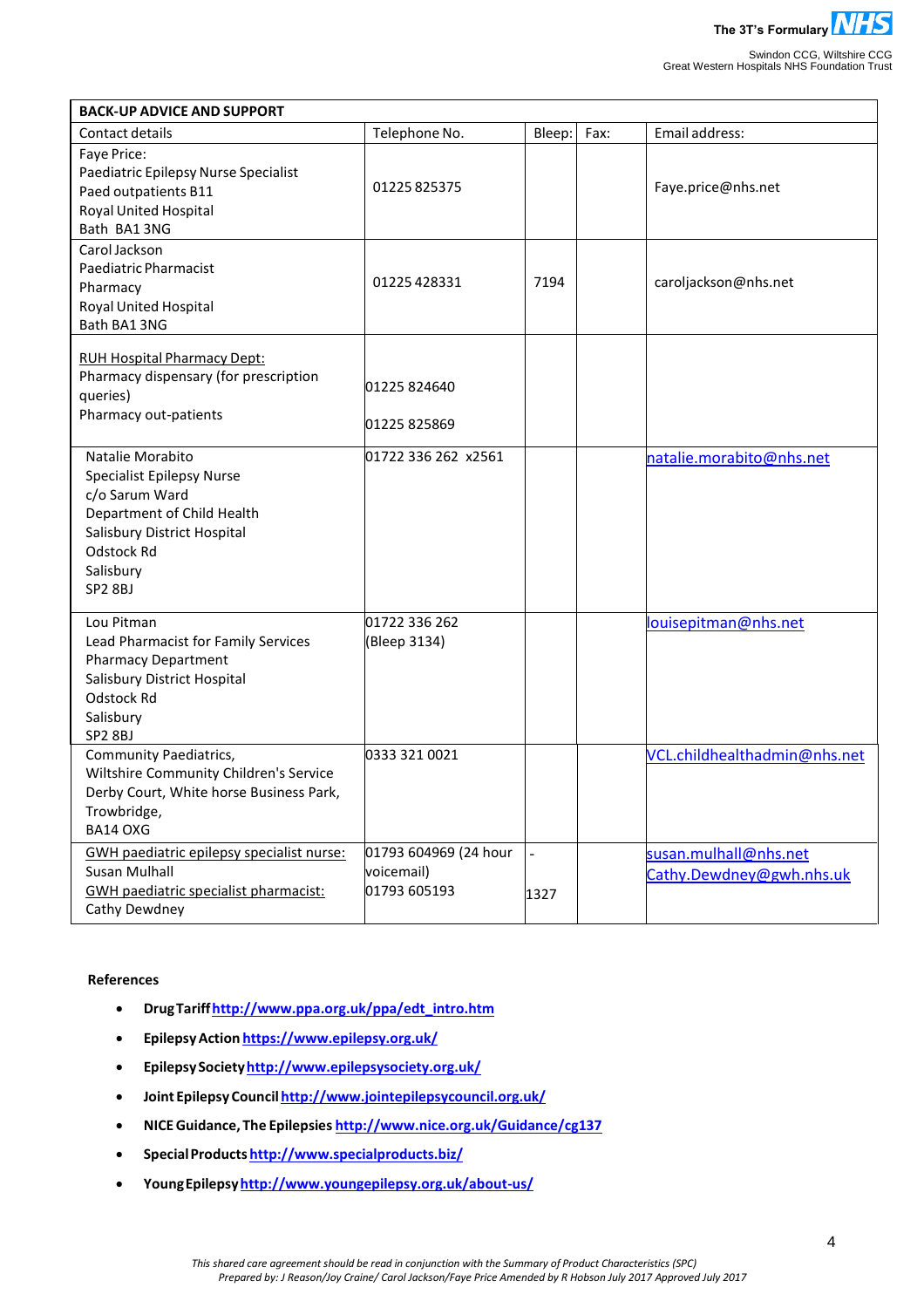| BACK-UP ADVICE AND SUPPORT | | | | |
|---|---|---|---|---|
| Contact details | Telephone No. | Bleep: | Fax: | Email address: |
| Faye Price:<br>Paediatric Epilepsy Nurse Specialist<br>Paed outpatients B11<br>Royal United Hospital<br>Bath BA1 3NG | 01225 825375 | | | Faye.price@nhs.net |
| Carol Jackson<br>Paediatric Pharmacist<br>Pharmacy<br>Royal United Hospital<br>Bath BA1 3NG | 01225 428331 | 7194 | | caroljackson@nhs.net |
| RUH Hospital Pharmacy Dept:<br>Pharmacy dispensary (for prescription queries)<br>Pharmacy out-patients | 01225 824640<br><br>01225 825869 | | | |
| Natalie Morabito<br>Specialist Epilepsy Nurse<br>c/o Sarum Ward<br>Department of Child Health<br>Salisbury District Hospital<br>Odstock Rd<br>Salisbury<br>SP2 8BJ | 01722 336 262 x2561 | | | natalie.morabito@nhs.net |
| Lou Pitman<br>Lead Pharmacist for Family Services<br>Pharmacy Department<br>Salisbury District Hospital<br>Odstock Rd<br>Salisbury<br>SP2 8BJ | 01722 336 262<br>(Bleep 3134) | | | louisepitman@nhs.net |
| Community Paediatrics,<br>Wiltshire Community Children's Service<br>Derby Court, White horse Business Park,<br>Trowbridge,<br>BA14 OXG | 0333 321 0021 | | | VCL.childhealthadmin@nhs.net |
| GWH paediatric epilepsy specialist nurse:<br>Susan Mulhall<br>GWH paediatric specialist pharmacist:<br>Cathy Dewdney | 01793 604969 (24 hour voicemail)<br>01793 605193 | -<br><br>1327 | | susan.mulhall@nhs.net<br>Cathy.Dewdney@gwh.nhs.uk |

**References**

- **Drug Tariff** http://www.ppa.org.uk/ppa/edt_intro.htm
- **Epilepsy Action** https://www.epilepsy.org.uk/
- **Epilepsy Society** http://www.epilepsysociety.org.uk/
- **Joint Epilepsy Council** http://www.jointepilepsycouncil.org.uk/
- **NICE Guidance, The Epilepsies** http://www.nice.org.uk/Guidance/cg137
- **Special Products** http://www.specialproducts.biz/
- **Young Epilepsy** http://www.youngepilepsy.org.uk/about-us/

*This shared care agreement should be read in conjunction with the Summary of Product Characteristics (SPC)*
*Prepared by: J Reason/Joy Craine/ Carol Jackson/Faye Price Amended by R Hobson July 2017 Approved July 2017*